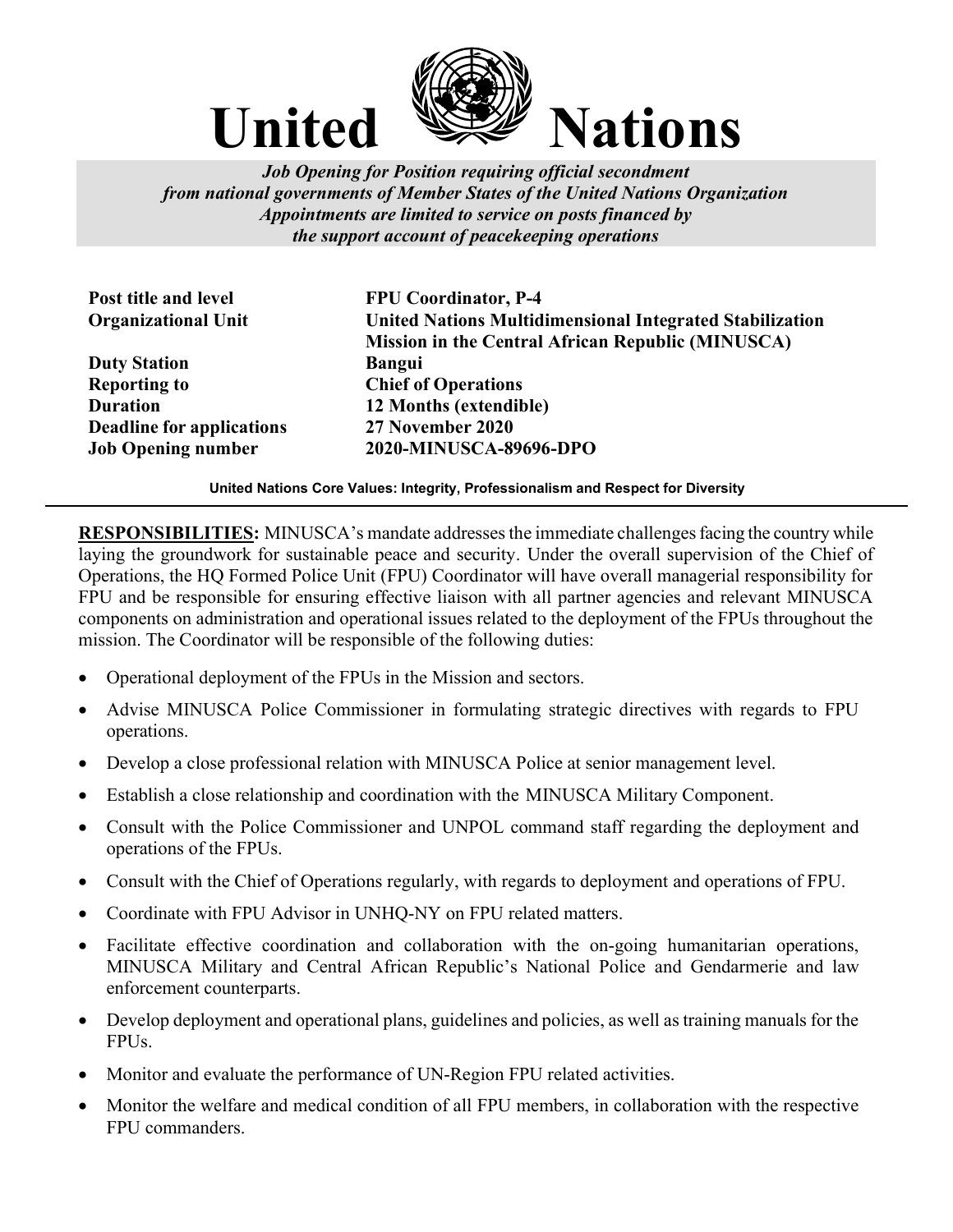# United Nations

***Job Opening for Position requiring official secondment from national governments of Member States of the United Nations Organization Appointments are limited to service on posts financed by the support account of peacekeeping operations***

| | |
|---|---|
| **Post title and level** | **FPU Coordinator, P-4** |
| **Organizational Unit** | **United Nations Multidimensional Integrated Stabilization Mission in the Central African Republic (MINUSCA)** |
| **Duty Station** | **Bangui** |
| **Reporting to** | **Chief of Operations** |
| **Duration** | **12 Months (extendible)** |
| **Deadline for applications** | **27 November 2020** |
| **Job Opening number** | **2020-MINUSCA-89696-DPO** |

**United Nations Core Values: Integrity, Professionalism and Respect for Diversity**

**RESPONSIBILITIES:** MINUSCA's mandate addresses the immediate challenges facing the country while laying the groundwork for sustainable peace and security. Under the overall supervision of the Chief of Operations, the HQ Formed Police Unit (FPU) Coordinator will have overall managerial responsibility for FPU and be responsible for ensuring effective liaison with all partner agencies and relevant MINUSCA components on administration and operational issues related to the deployment of the FPUs throughout the mission. The Coordinator will be responsible of the following duties:

- Operational deployment of the FPUs in the Mission and sectors.
- Advise MINUSCA Police Commissioner in formulating strategic directives with regards to FPU operations.
- Develop a close professional relation with MINUSCA Police at senior management level.
- Establish a close relationship and coordination with the MINUSCA Military Component.
- Consult with the Police Commissioner and UNPOL command staff regarding the deployment and operations of the FPUs.
- Consult with the Chief of Operations regularly, with regards to deployment and operations of FPU.
- Coordinate with FPU Advisor in UNHQ-NY on FPU related matters.
- Facilitate effective coordination and collaboration with the on-going humanitarian operations, MINUSCA Military and Central African Republic's National Police and Gendarmerie and law enforcement counterparts.
- Develop deployment and operational plans, guidelines and policies, as well as training manuals for the FPUs.
- Monitor and evaluate the performance of UN-Region FPU related activities.
- Monitor the welfare and medical condition of all FPU members, in collaboration with the respective FPU commanders.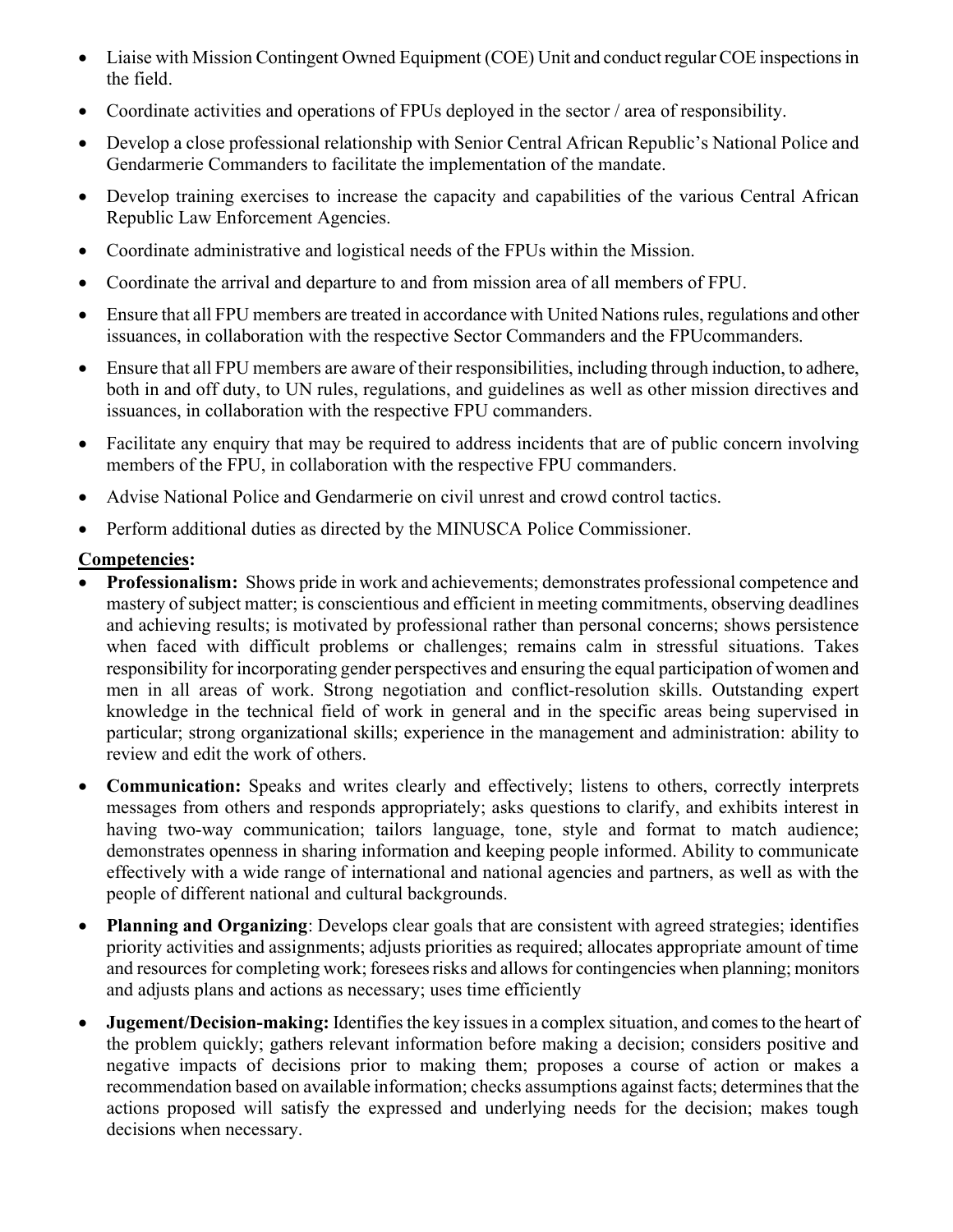- Liaise with Mission Contingent Owned Equipment (COE) Unit and conduct regular COE inspections in the field.
- Coordinate activities and operations of FPUs deployed in the sector / area of responsibility.
- Develop a close professional relationship with Senior Central African Republic's National Police and Gendarmerie Commanders to facilitate the implementation of the mandate.
- Develop training exercises to increase the capacity and capabilities of the various Central African Republic Law Enforcement Agencies.
- Coordinate administrative and logistical needs of the FPUs within the Mission.
- Coordinate the arrival and departure to and from mission area of all members of FPU.
- Ensure that all FPU members are treated in accordance with United Nations rules, regulations and other issuances, in collaboration with the respective Sector Commanders and the FPUcommanders.
- Ensure that all FPU members are aware of their responsibilities, including through induction, to adhere, both in and off duty, to UN rules, regulations, and guidelines as well as other mission directives and issuances, in collaboration with the respective FPU commanders.
- Facilitate any enquiry that may be required to address incidents that are of public concern involving members of the FPU, in collaboration with the respective FPU commanders.
- Advise National Police and Gendarmerie on civil unrest and crowd control tactics.
- Perform additional duties as directed by the MINUSCA Police Commissioner.

**Competencies:**

- **Professionalism:** Shows pride in work and achievements; demonstrates professional competence and mastery of subject matter; is conscientious and efficient in meeting commitments, observing deadlines and achieving results; is motivated by professional rather than personal concerns; shows persistence when faced with difficult problems or challenges; remains calm in stressful situations. Takes responsibility for incorporating gender perspectives and ensuring the equal participation of women and men in all areas of work. Strong negotiation and conflict-resolution skills. Outstanding expert knowledge in the technical field of work in general and in the specific areas being supervised in particular; strong organizational skills; experience in the management and administration: ability to review and edit the work of others.
- **Communication:** Speaks and writes clearly and effectively; listens to others, correctly interprets messages from others and responds appropriately; asks questions to clarify, and exhibits interest in having two-way communication; tailors language, tone, style and format to match audience; demonstrates openness in sharing information and keeping people informed. Ability to communicate effectively with a wide range of international and national agencies and partners, as well as with the people of different national and cultural backgrounds.
- **Planning and Organizing**: Develops clear goals that are consistent with agreed strategies; identifies priority activities and assignments; adjusts priorities as required; allocates appropriate amount of time and resources for completing work; foresees risks and allows for contingencies when planning; monitors and adjusts plans and actions as necessary; uses time efficiently
- **Jugement/Decision-making:** Identifies the key issues in a complex situation, and comes to the heart of the problem quickly; gathers relevant information before making a decision; considers positive and negative impacts of decisions prior to making them; proposes a course of action or makes a recommendation based on available information; checks assumptions against facts; determines that the actions proposed will satisfy the expressed and underlying needs for the decision; makes tough decisions when necessary.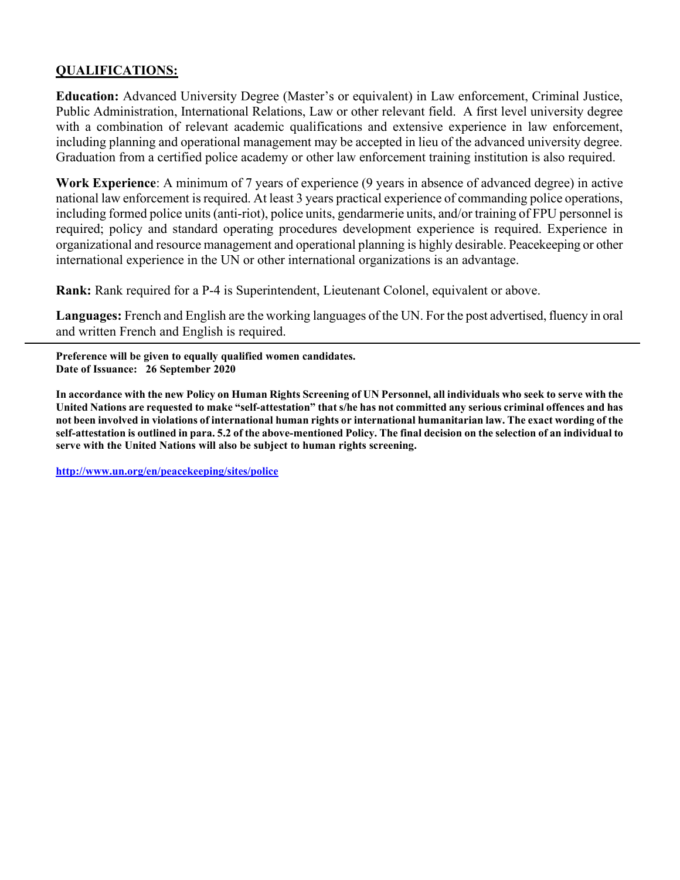## QUALIFICATIONS:

**Education:** Advanced University Degree (Master's or equivalent) in Law enforcement, Criminal Justice, Public Administration, International Relations, Law or other relevant field. A first level university degree with a combination of relevant academic qualifications and extensive experience in law enforcement, including planning and operational management may be accepted in lieu of the advanced university degree. Graduation from a certified police academy or other law enforcement training institution is also required.

**Work Experience**: A minimum of 7 years of experience (9 years in absence of advanced degree) in active national law enforcement is required. At least 3 years practical experience of commanding police operations, including formed police units (anti-riot), police units, gendarmerie units, and/or training of FPU personnel is required; policy and standard operating procedures development experience is required. Experience in organizational and resource management and operational planning is highly desirable. Peacekeeping or other international experience in the UN or other international organizations is an advantage.

**Rank:** Rank required for a P-4 is Superintendent, Lieutenant Colonel, equivalent or above.

**Languages:** French and English are the working languages of the UN. For the post advertised, fluency in oral and written French and English is required.

---

**Preference will be given to equally qualified women candidates.**
**Date of Issuance: 26 September 2020**

**In accordance with the new Policy on Human Rights Screening of UN Personnel, all individuals who seek to serve with the United Nations are requested to make "self-attestation" that s/he has not committed any serious criminal offences and has not been involved in violations of international human rights or international humanitarian law. The exact wording of the self-attestation is outlined in para. 5.2 of the above-mentioned Policy. The final decision on the selection of an individual to serve with the United Nations will also be subject to human rights screening.**

**http://www.un.org/en/peacekeeping/sites/police**